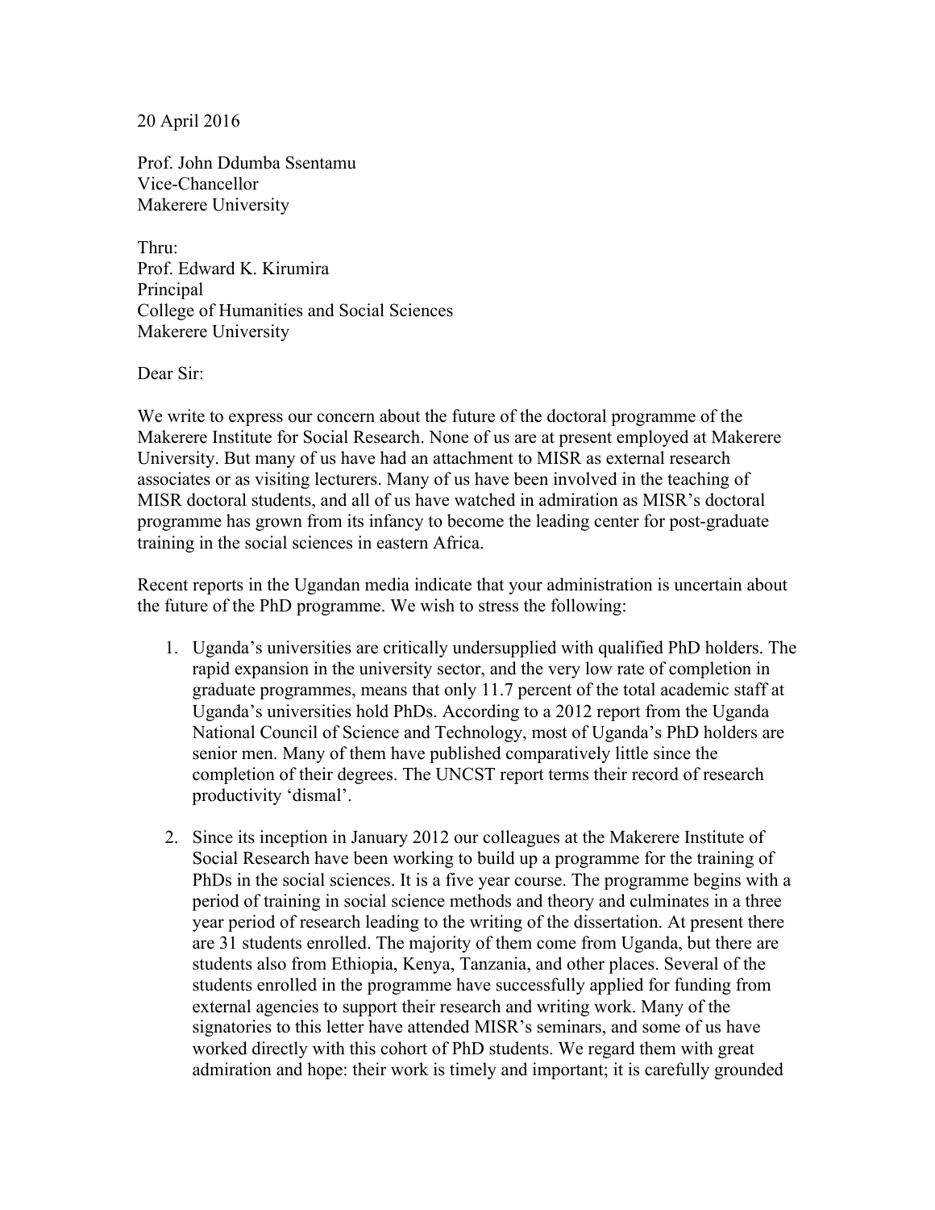20 April 2016

Prof. John Ddumba Ssentamu
Vice-Chancellor
Makerere University

Thru:
Prof. Edward K. Kirumira
Principal
College of Humanities and Social Sciences
Makerere University

Dear Sir:

We write to express our concern about the future of the doctoral programme of the Makerere Institute for Social Research. None of us are at present employed at Makerere University. But many of us have had an attachment to MISR as external research associates or as visiting lecturers. Many of us have been involved in the teaching of MISR doctoral students, and all of us have watched in admiration as MISR's doctoral programme has grown from its infancy to become the leading center for post-graduate training in the social sciences in eastern Africa.

Recent reports in the Ugandan media indicate that your administration is uncertain about the future of the PhD programme. We wish to stress the following:

1. Uganda's universities are critically undersupplied with qualified PhD holders. The rapid expansion in the university sector, and the very low rate of completion in graduate programmes, means that only 11.7 percent of the total academic staff at Uganda's universities hold PhDs. According to a 2012 report from the Uganda National Council of Science and Technology, most of Uganda's PhD holders are senior men. Many of them have published comparatively little since the completion of their degrees. The UNCST report terms their record of research productivity 'dismal'.

2. Since its inception in January 2012 our colleagues at the Makerere Institute of Social Research have been working to build up a programme for the training of PhDs in the social sciences. It is a five year course. The programme begins with a period of training in social science methods and theory and culminates in a three year period of research leading to the writing of the dissertation. At present there are 31 students enrolled. The majority of them come from Uganda, but there are students also from Ethiopia, Kenya, Tanzania, and other places. Several of the students enrolled in the programme have successfully applied for funding from external agencies to support their research and writing work. Many of the signatories to this letter have attended MISR's seminars, and some of us have worked directly with this cohort of PhD students. We regard them with great admiration and hope: their work is timely and important; it is carefully grounded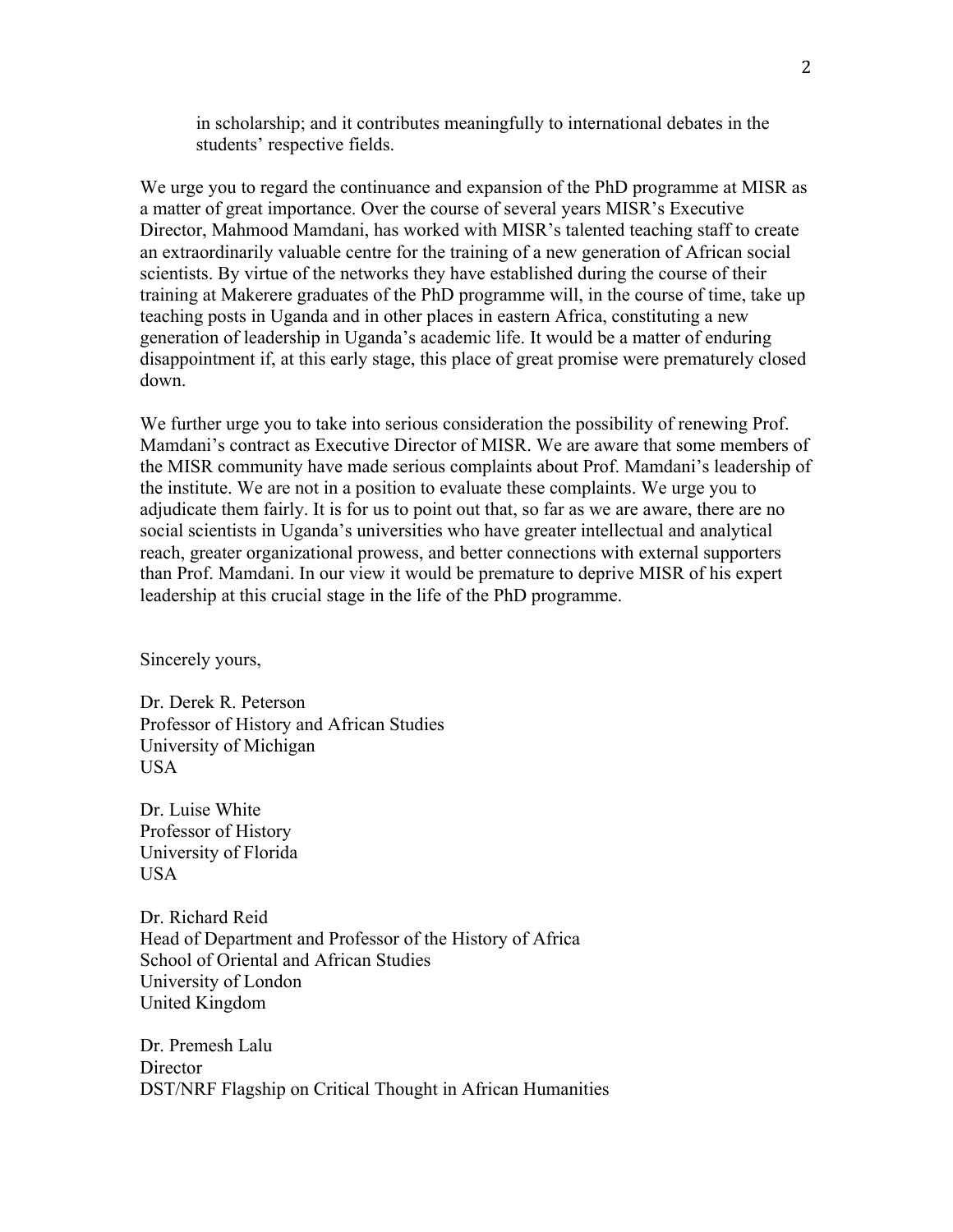in scholarship; and it contributes meaningfully to international debates in the students' respective fields.

We urge you to regard the continuance and expansion of the PhD programme at MISR as a matter of great importance. Over the course of several years MISR's Executive Director, Mahmood Mamdani, has worked with MISR's talented teaching staff to create an extraordinarily valuable centre for the training of a new generation of African social scientists. By virtue of the networks they have established during the course of their training at Makerere graduates of the PhD programme will, in the course of time, take up teaching posts in Uganda and in other places in eastern Africa, constituting a new generation of leadership in Uganda's academic life. It would be a matter of enduring disappointment if, at this early stage, this place of great promise were prematurely closed down.

We further urge you to take into serious consideration the possibility of renewing Prof. Mamdani's contract as Executive Director of MISR. We are aware that some members of the MISR community have made serious complaints about Prof. Mamdani's leadership of the institute. We are not in a position to evaluate these complaints. We urge you to adjudicate them fairly. It is for us to point out that, so far as we are aware, there are no social scientists in Uganda's universities who have greater intellectual and analytical reach, greater organizational prowess, and better connections with external supporters than Prof. Mamdani. In our view it would be premature to deprive MISR of his expert leadership at this crucial stage in the life of the PhD programme.

Sincerely yours,

Dr. Derek R. Peterson
Professor of History and African Studies
University of Michigan
USA

Dr. Luise White
Professor of History
University of Florida
USA

Dr. Richard Reid
Head of Department and Professor of the History of Africa
School of Oriental and African Studies
University of London
United Kingdom

Dr. Premesh Lalu
Director
DST/NRF Flagship on Critical Thought in African Humanities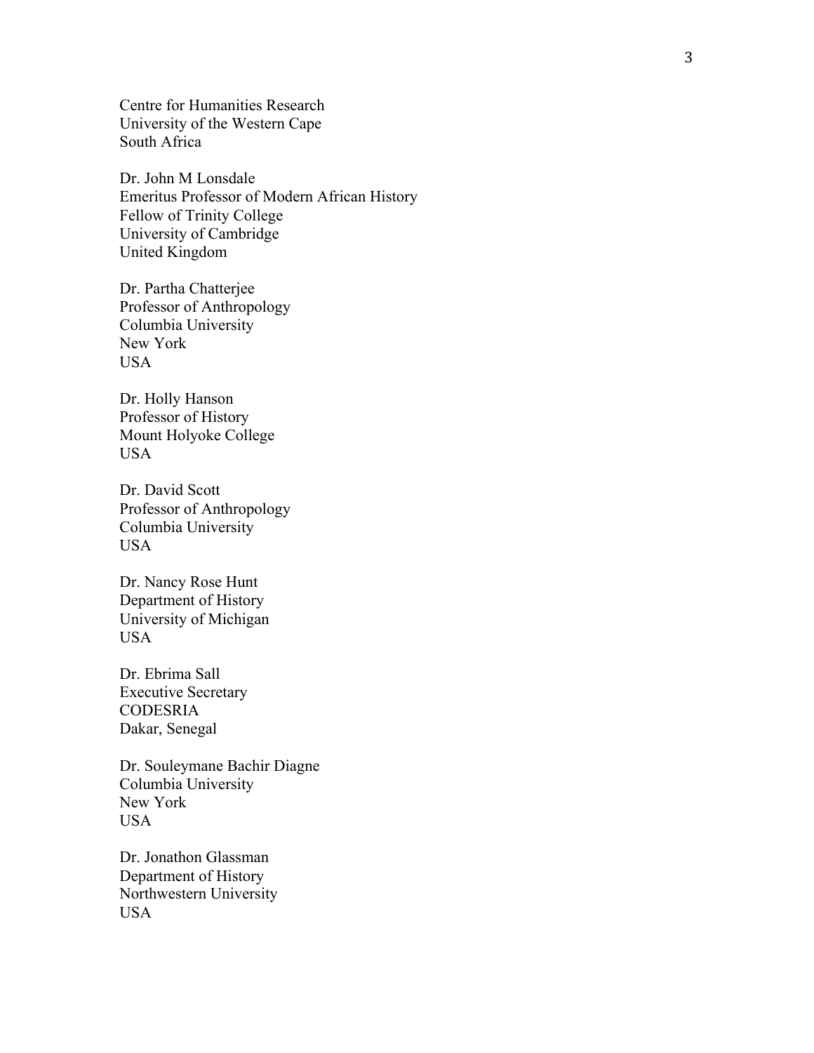Centre for Humanities Research
University of the Western Cape
South Africa

Dr. John M Lonsdale
Emeritus Professor of Modern African History
Fellow of Trinity College
University of Cambridge
United Kingdom

Dr. Partha Chatterjee
Professor of Anthropology
Columbia University
New York
USA

Dr. Holly Hanson
Professor of History
Mount Holyoke College
USA

Dr. David Scott
Professor of Anthropology
Columbia University
USA

Dr. Nancy Rose Hunt
Department of History
University of Michigan
USA

Dr. Ebrima Sall
Executive Secretary
CODESRIA
Dakar, Senegal

Dr. Souleymane Bachir Diagne
Columbia University
New York
USA

Dr. Jonathon Glassman
Department of History
Northwestern University
USA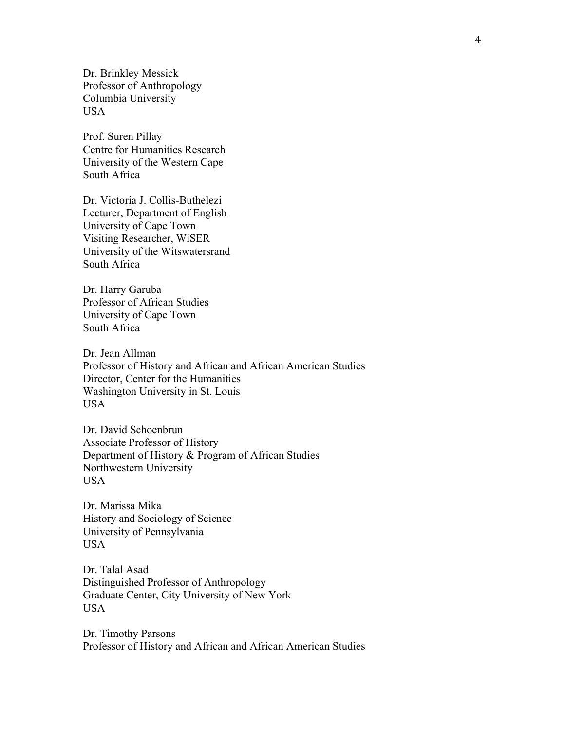Dr. Brinkley Messick
Professor of Anthropology
Columbia University
USA

Prof. Suren Pillay
Centre for Humanities Research
University of the Western Cape
South Africa

Dr. Victoria J. Collis-Buthelezi
Lecturer, Department of English
University of Cape Town
Visiting Researcher, WiSER
University of the Witswatersrand
South Africa

Dr. Harry Garuba
Professor of African Studies
University of Cape Town
South Africa

Dr. Jean Allman
Professor of History and African and African American Studies
Director, Center for the Humanities
Washington University in St. Louis
USA

Dr. David Schoenbrun
Associate Professor of History
Department of History & Program of African Studies
Northwestern University
USA

Dr. Marissa Mika
History and Sociology of Science
University of Pennsylvania
USA

Dr. Talal Asad
Distinguished Professor of Anthropology
Graduate Center, City University of New York
USA

Dr. Timothy Parsons
Professor of History and African and African American Studies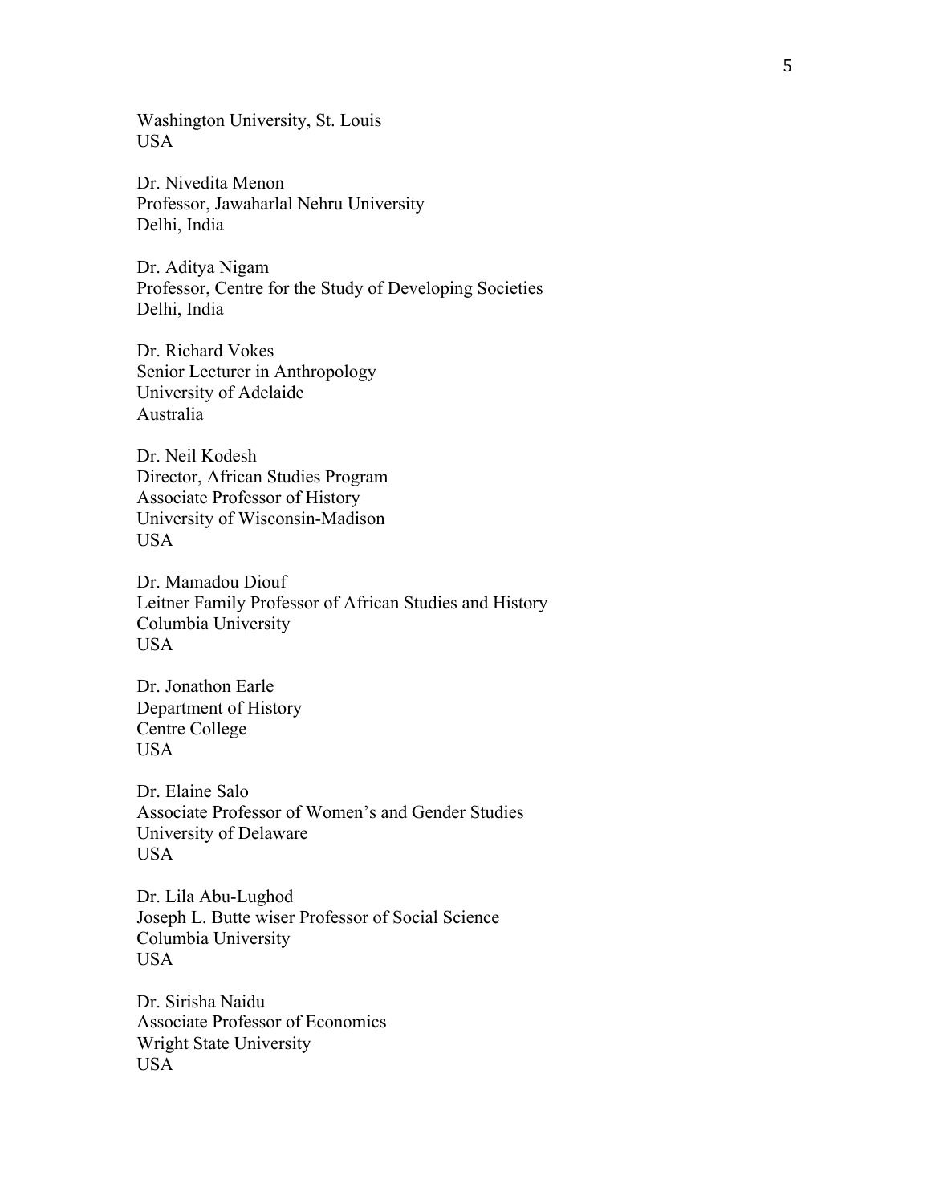Washington University, St. Louis
USA

Dr. Nivedita Menon
Professor, Jawaharlal Nehru University
Delhi, India

Dr. Aditya Nigam
Professor, Centre for the Study of Developing Societies
Delhi, India

Dr. Richard Vokes
Senior Lecturer in Anthropology
University of Adelaide
Australia

Dr. Neil Kodesh
Director, African Studies Program
Associate Professor of History
University of Wisconsin-Madison
USA

Dr. Mamadou Diouf
Leitner Family Professor of African Studies and History
Columbia University
USA

Dr. Jonathon Earle
Department of History
Centre College
USA

Dr. Elaine Salo
Associate Professor of Women's and Gender Studies
University of Delaware
USA

Dr. Lila Abu-Lughod
Joseph L. Butte wiser Professor of Social Science
Columbia University
USA

Dr. Sirisha Naidu
Associate Professor of Economics
Wright State University
USA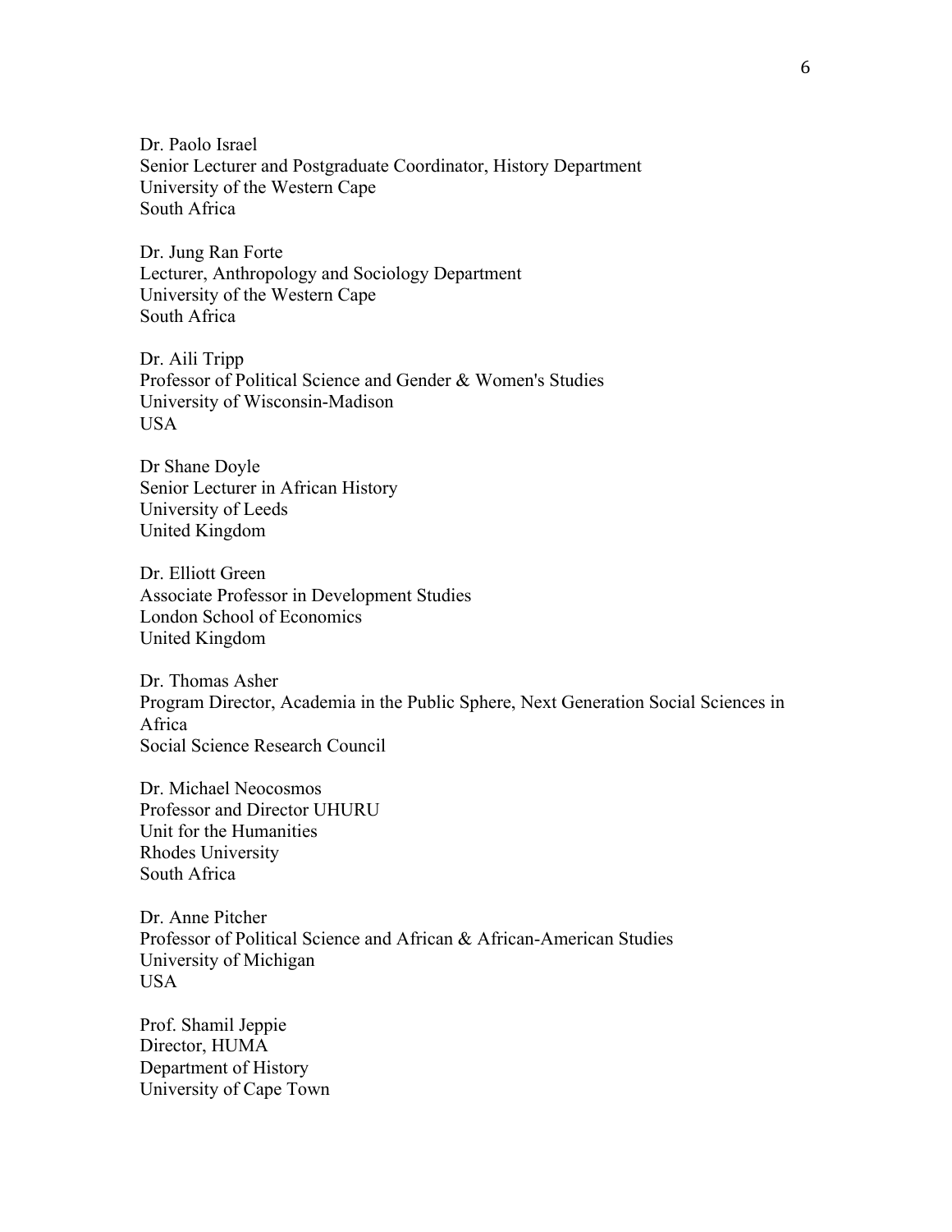Dr. Paolo Israel
Senior Lecturer and Postgraduate Coordinator, History Department
University of the Western Cape
South Africa

Dr. Jung Ran Forte
Lecturer, Anthropology and Sociology Department
University of the Western Cape
South Africa

Dr. Aili Tripp
Professor of Political Science and Gender & Women's Studies
University of Wisconsin-Madison
USA

Dr Shane Doyle
Senior Lecturer in African History
University of Leeds
United Kingdom

Dr. Elliott Green
Associate Professor in Development Studies
London School of Economics
United Kingdom

Dr. Thomas Asher
Program Director, Academia in the Public Sphere, Next Generation Social Sciences in Africa
Social Science Research Council

Dr. Michael Neocosmos
Professor and Director UHURU
Unit for the Humanities
Rhodes University
South Africa

Dr. Anne Pitcher
Professor of Political Science and African & African-American Studies
University of Michigan
USA

Prof. Shamil Jeppie
Director, HUMA
Department of History
University of Cape Town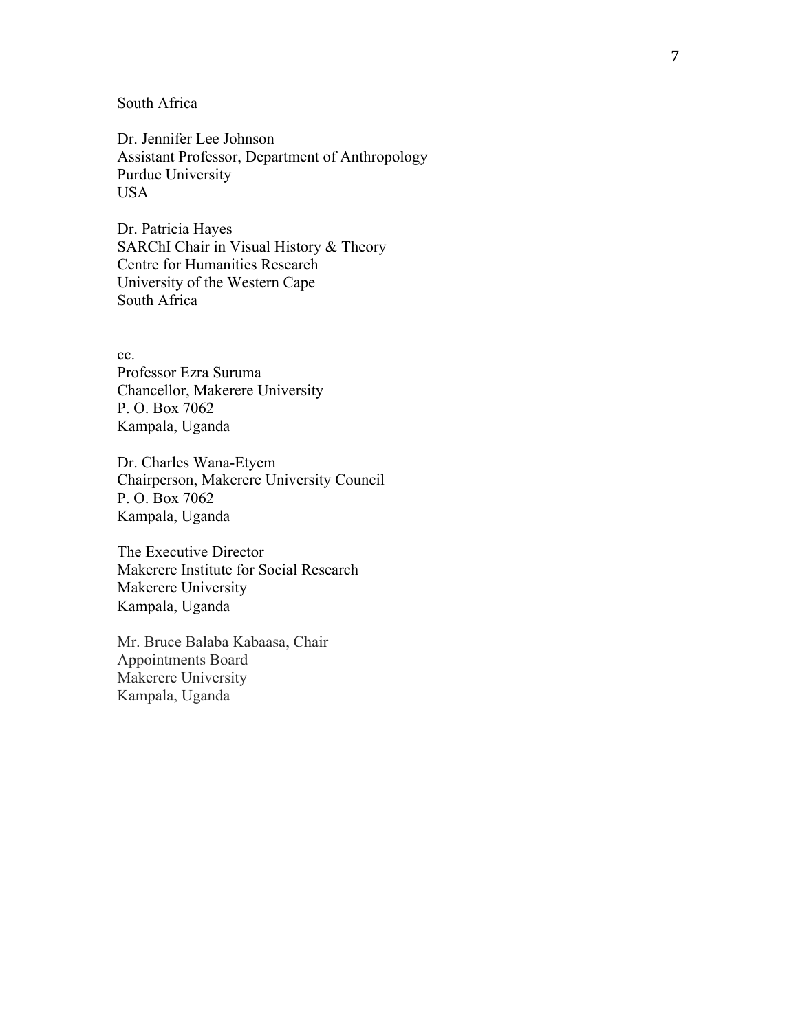South Africa

Dr. Jennifer Lee Johnson
Assistant Professor, Department of Anthropology
Purdue University
USA

Dr. Patricia Hayes
SARChI Chair in Visual History & Theory
Centre for Humanities Research
University of the Western Cape
South Africa

cc.
Professor Ezra Suruma
Chancellor, Makerere University
P. O. Box 7062
Kampala, Uganda

Dr. Charles Wana-Etyem
Chairperson, Makerere University Council
P. O. Box 7062
Kampala, Uganda

The Executive Director
Makerere Institute for Social Research
Makerere University
Kampala, Uganda

Mr. Bruce Balaba Kabaasa, Chair
Appointments Board
Makerere University
Kampala, Uganda